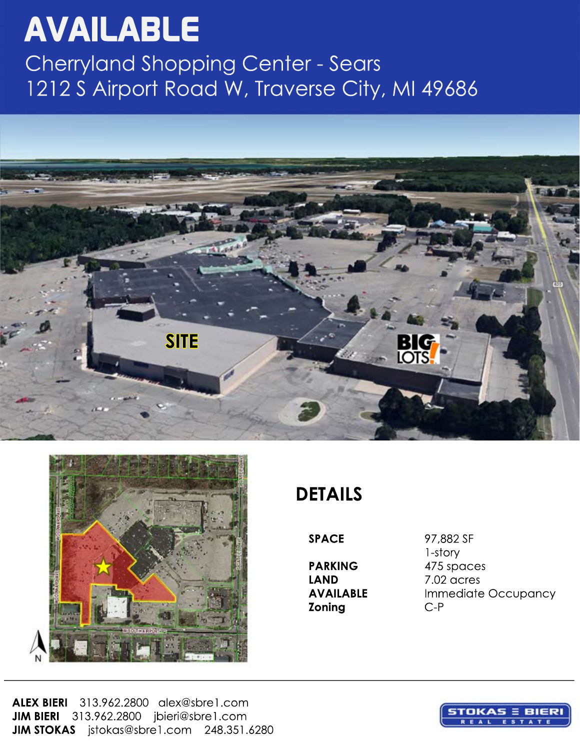# AVAILABLE

## Cherryland Shopping Center - Sears
## 1212 S Airport Road W, Traverse City, MI 49686

## DETAILS

| | |
|---|---|
| **SPACE** | 97,882 SF |
| | 1-story |
| **PARKING** | 475 spaces |
| **LAND** | 7.02 acres |
| **AVAILABLE** | Immediate Occupancy |
| **Zoning** | C-P |

**ALEX BIERI** 313.962.2800 alex@sbre1.com
**JIM BIERI** 313.962.2800 jbieri@sbre1.com
**JIM STOKAS** jstokas@sbre1.com 248.351.6280

STOKAS BIERI REAL ESTATE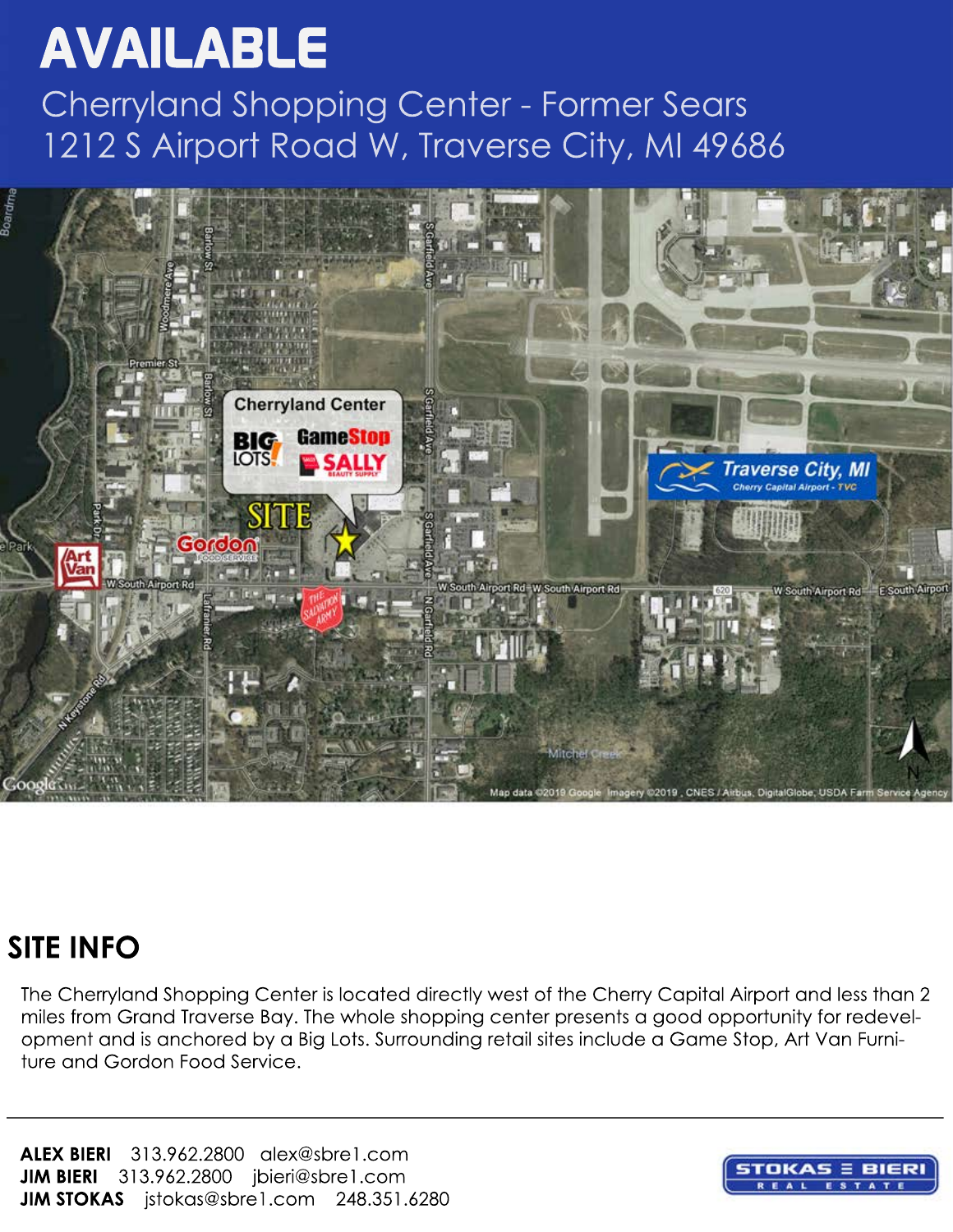# AVAILABLE

Cherryland Shopping Center - Former Sears
1212 S Airport Road W, Traverse City, MI 49686

## SITE INFO

The Cherryland Shopping Center is located directly west of the Cherry Capital Airport and less than 2 miles from Grand Traverse Bay. The whole shopping center presents a good opportunity for redevelopment and is anchored by a Big Lots. Surrounding retail sites include a Game Stop, Art Van Furniture and Gordon Food Service.

**ALEX BIERI** 313.962.2800 alex@sbre1.com
**JIM BIERI** 313.962.2800 jbieri@sbre1.com
**JIM STOKAS** jstokas@sbre1.com 248.351.6280

STOKAS ≡ BIERI REAL ESTATE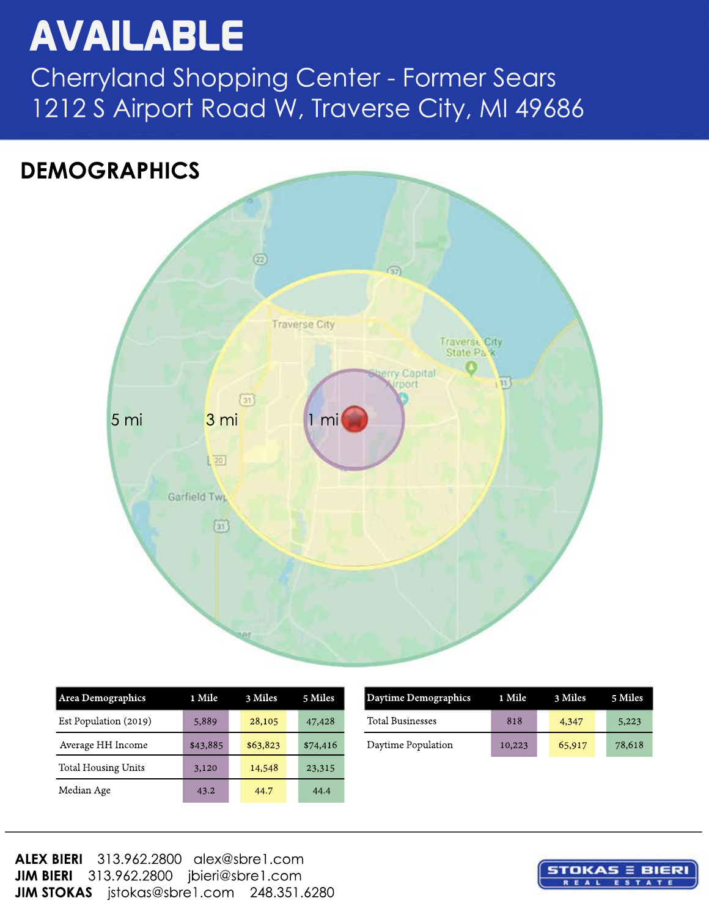# AVAILABLE

## Cherryland Shopping Center - Former Sears
## 1212 S Airport Road W, Traverse City, MI 49686

## DEMOGRAPHICS

| Area Demographics | 1 Mile | 3 Miles | 5 Miles |
|---|---|---|---|
| Est Population (2019) | 5,889 | 28,105 | 47,428 |
| Average HH Income | $43,885 | $63,823 | $74,416 |
| Total Housing Units | 3,120 | 14,548 | 23,315 |
| Median Age | 43.2 | 44.7 | 44.4 |

| Daytime Demographics | 1 Mile | 3 Miles | 5 Miles |
|---|---|---|---|
| Total Businesses | 818 | 4,347 | 5,223 |
| Daytime Population | 10,223 | 65,917 | 78,618 |

**ALEX BIERI** 313.962.2800 alex@sbre1.com
**JIM BIERI** 313.962.2800 jbieri@sbre1.com
**JIM STOKAS** jstokas@sbre1.com 248.351.6280

STOKAS BIERI REAL ESTATE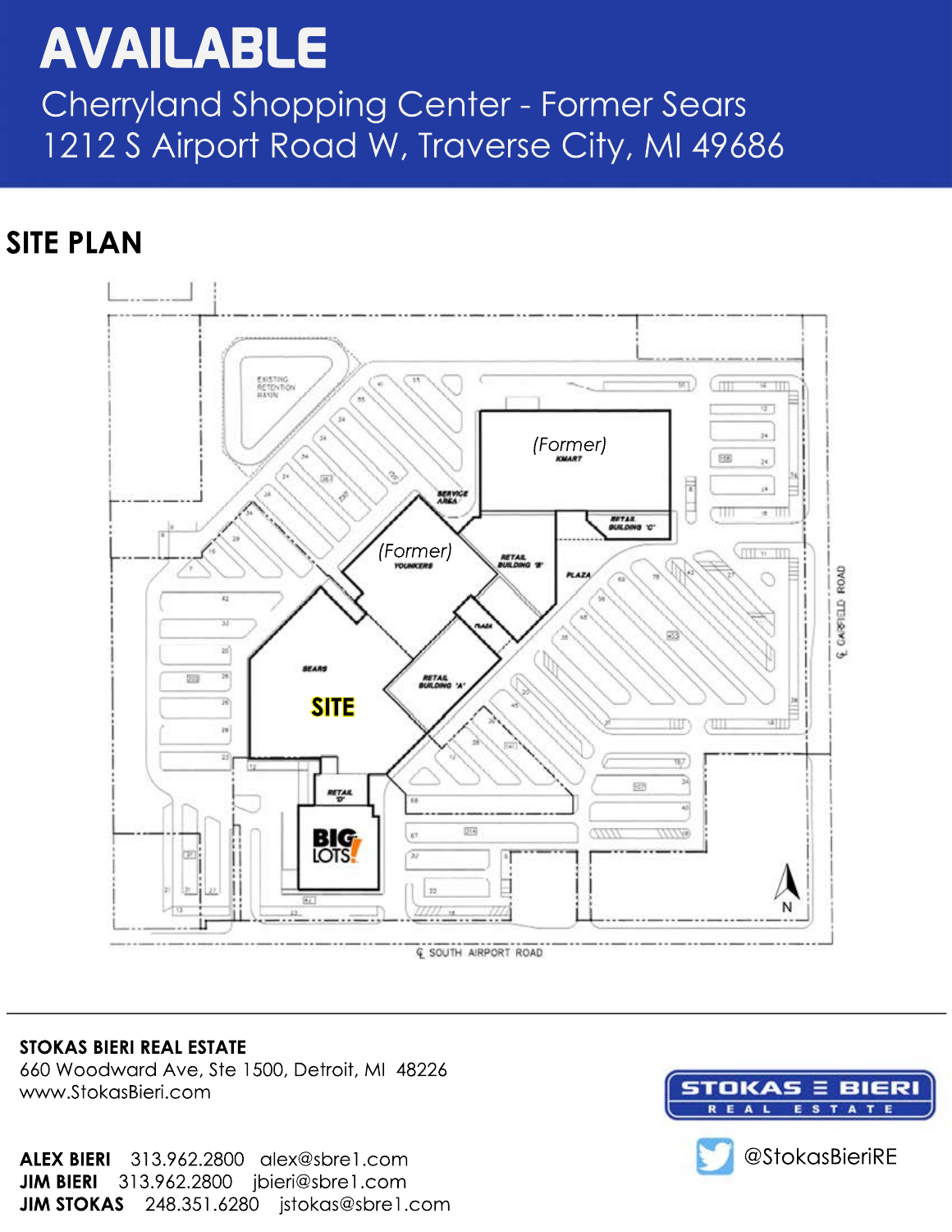# AVAILABLE

Cherryland Shopping Center - Former Sears
1212 S Airport Road W, Traverse City, MI 49686

## SITE PLAN

EXISTING RETENTION BASIN

(Former)
KMART

SERVICE AREA

RETAIL BUILDING 'C'

(Former)
YOUNKERS

RETAIL BUILDING 'B'

PLAZA

PLAZA

SEARS

SITE

RETAIL BUILDING 'A'

RETAIL 'D'

BIG LOTS!

GARFIELD ROAD

SOUTH AIRPORT ROAD

N

**STOKAS BIERI REAL ESTATE**
660 Woodward Ave, Ste 1500, Detroit, MI 48226
www.StokasBieri.com

**ALEX BIERI** 313.962.2800 alex@sbre1.com
**JIM BIERI** 313.962.2800 jbieri@sbre1.com
**JIM STOKAS** 248.351.6280 jstokas@sbre1.com

STOKAS BIERI REAL ESTATE

@StokasBieriRE